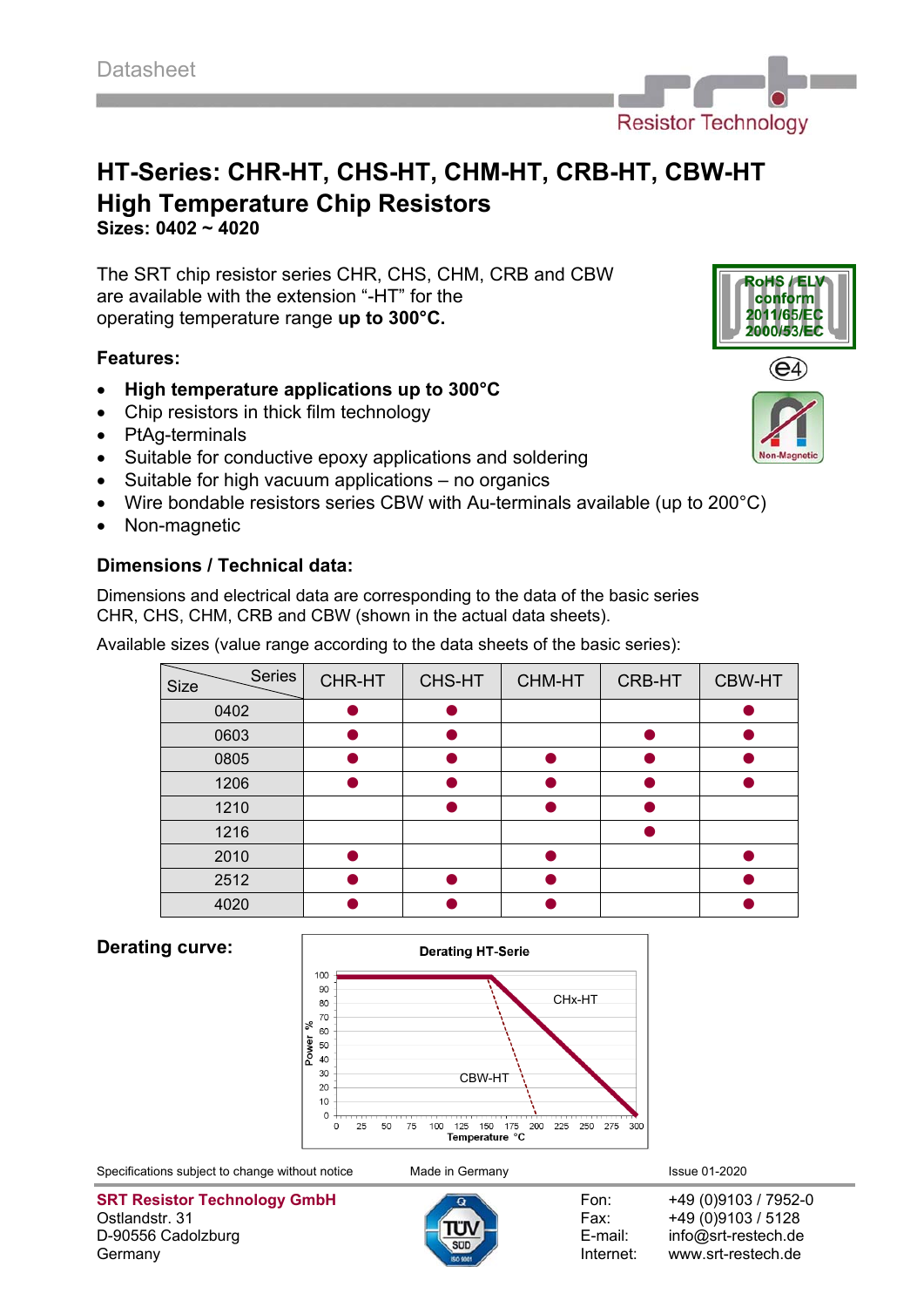Datasheet

Resistor Technology

# HT-Series: CHR-HT, CHS-HT, CHM-HT, CRB-HT, CBW-HT
# High Temperature Chip Resistors
**Sizes: 0402 ~ 4020**

The SRT chip resistor series CHR, CHS, CHM, CRB and CBW are available with the extension “-HT” for the operating temperature range **up to 300°C.**

RoHS / ELV conform 2011/65/EC 2000/53/EC

e4

Non-Magnetic

### Features:

- **High temperature applications up to 300°C**
- Chip resistors in thick film technology
- PtAg-terminals
- Suitable for conductive epoxy applications and soldering
- Suitable for high vacuum applications – no organics
- Wire bondable resistors series CBW with Au-terminals available (up to 200°C)
- Non-magnetic

### Dimensions / Technical data:

Dimensions and electrical data are corresponding to the data of the basic series CHR, CHS, CHM, CRB and CBW (shown in the actual data sheets).

Available sizes (value range according to the data sheets of the basic series):

| Size \ Series | CHR-HT | CHS-HT | CHM-HT | CRB-HT | CBW-HT |
|---|---|---|---|---|---|
| 0402 | ● | ● | | | ● |
| 0603 | ● | ● | | ● | ● |
| 0805 | ● | ● | ● | ● | ● |
| 1206 | ● | ● | ● | ● | ● |
| 1210 | | ● | ● | ● | |
| 1216 | | | | ● | |
| 2010 | ● | | ● | | ● |
| 2512 | ● | ● | ● | | ● |
| 4020 | ● | ● | ● | | ● |

### Derating curve:

Derating HT-Serie

Power % (0–100) vs. Temperature °C (0–300); curves: CHx-HT, CBW-HT

Specifications subject to change without notice    Made in Germany    Issue 01-2020

**SRT Resistor Technology GmbH**
Ostlandstr. 31
D-90556 Cadolzburg
Germany

Fon: +49 (0)9103 / 7952-0
Fax: +49 (0)9103 / 5128
E-mail: info@srt-restech.de
Internet: www.srt-restech.de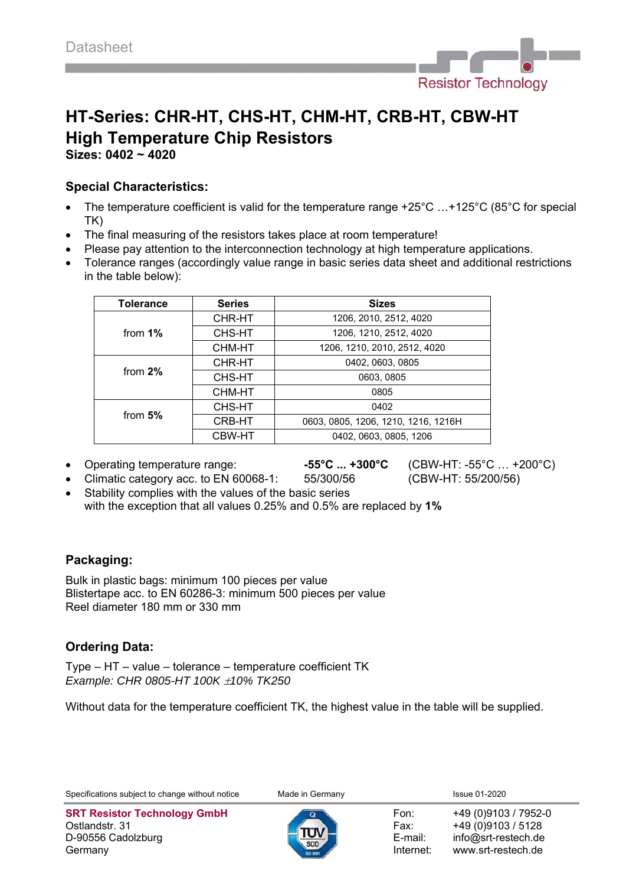# HT-Series: CHR-HT, CHS-HT, CHM-HT, CRB-HT, CBW-HT
# High Temperature Chip Resistors
**Sizes: 0402 ~ 4020**

## Special Characteristics:

- The temperature coefficient is valid for the temperature range +25°C …+125°C (85°C for special TK)
- The final measuring of the resistors takes place at room temperature!
- Please pay attention to the interconnection technology at high temperature applications.
- Tolerance ranges (accordingly value range in basic series data sheet and additional restrictions in the table below):

| Tolerance | Series | Sizes |
|---|---|---|
| from **1%** | CHR-HT | 1206, 2010, 2512, 4020 |
| | CHS-HT | 1206, 1210, 2512, 4020 |
| | CHM-HT | 1206, 1210, 2010, 2512, 4020 |
| from **2%** | CHR-HT | 0402, 0603, 0805 |
| | CHS-HT | 0603, 0805 |
| | CHM-HT | 0805 |
| from **5%** | CHS-HT | 0402 |
| | CRB-HT | 0603, 0805, 1206, 1210, 1216, 1216H |
| | CBW-HT | 0402, 0603, 0805, 1206 |

- Operating temperature range: **-55°C ... +300°C** (CBW-HT: -55°C … +200°C)
- Climatic category acc. to EN 60068-1: 55/300/56 (CBW-HT: 55/200/56)
- Stability complies with the values of the basic series with the exception that all values 0.25% and 0.5% are replaced by **1%**

## Packaging:

Bulk in plastic bags: minimum 100 pieces per value
Blistertape acc. to EN 60286-3: minimum 500 pieces per value
Reel diameter 180 mm or 330 mm

## Ordering Data:

Type – HT – value – tolerance – temperature coefficient TK
*Example: CHR 0805-HT 100K ±10% TK250*

Without data for the temperature coefficient TK, the highest value in the table will be supplied.

Specifications subject to change without notice | Made in Germany | Issue 01-2020

**SRT Resistor Technology GmbH**
Ostlandstr. 31
D-90556 Cadolzburg
Germany

Fon: +49 (0)9103 / 7952-0
Fax: +49 (0)9103 / 5128
E-mail: info@srt-restech.de
Internet: www.srt-restech.de